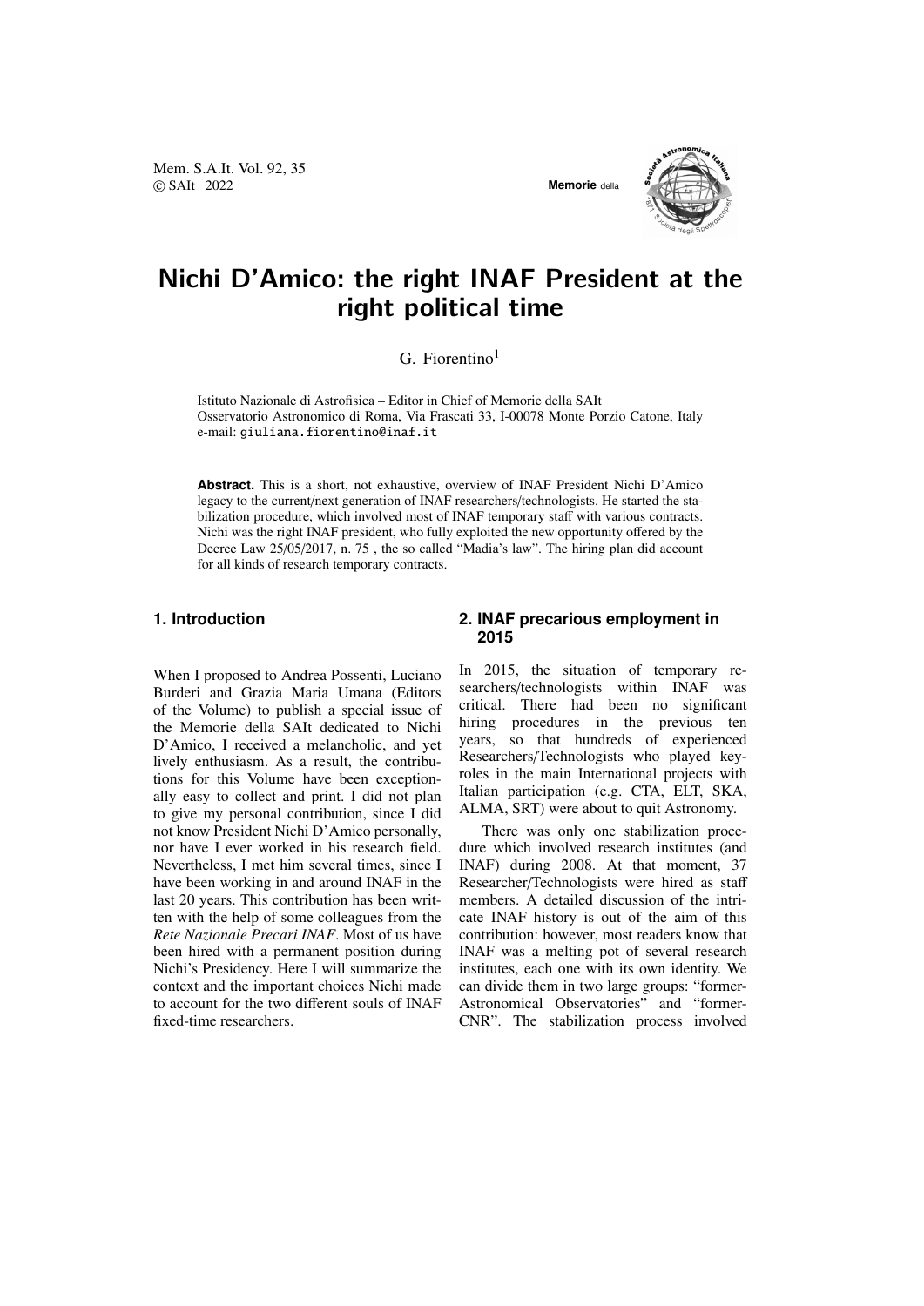# Nichi D'Amico: the right INAF President at the right political time

G. Fiorentino[1]

Istituto Nazionale di Astrofisica – Editor in Chief of Memorie della SAIt
Osservatorio Astronomico di Roma, Via Frascati 33, I-00078 Monte Porzio Catone, Italy
e-mail: giuliana.fiorentino@inaf.it

**Abstract.** This is a short, not exhaustive, overview of INAF President Nichi D'Amico legacy to the current/next generation of INAF researchers/technologists. He started the stabilization procedure, which involved most of INAF temporary staff with various contracts. Nichi was the right INAF president, who fully exploited the new opportunity offered by the Decree Law 25/05/2017, n. 75 , the so called "Madia's law". The hiring plan did account for all kinds of research temporary contracts.

## 1. Introduction

When I proposed to Andrea Possenti, Luciano Burderi and Grazia Maria Umana (Editors of the Volume) to publish a special issue of the Memorie della SAIt dedicated to Nichi D'Amico, I received a melancholic, and yet lively enthusiasm. As a result, the contributions for this Volume have been exceptionally easy to collect and print. I did not plan to give my personal contribution, since I did not know President Nichi D'Amico personally, nor have I ever worked in his research field. Nevertheless, I met him several times, since I have been working in and around INAF in the last 20 years. This contribution has been written with the help of some colleagues from the *Rete Nazionale Precari INAF*. Most of us have been hired with a permanent position during Nichi's Presidency. Here I will summarize the context and the important choices Nichi made to account for the two different souls of INAF fixed-time researchers.

## 2. INAF precarious employment in 2015

In 2015, the situation of temporary researchers/technologists within INAF was critical. There had been no significant hiring procedures in the previous ten years, so that hundreds of experienced Researchers/Technologists who played key-roles in the main International projects with Italian participation (e.g. CTA, ELT, SKA, ALMA, SRT) were about to quit Astronomy.

There was only one stabilization procedure which involved research institutes (and INAF) during 2008. At that moment, 37 Researcher/Technologists were hired as staff members. A detailed discussion of the intricate INAF history is out of the aim of this contribution: however, most readers know that INAF was a melting pot of several research institutes, each one with its own identity. We can divide them in two large groups: "former-Astronomical Observatories" and "former-CNR". The stabilization process involved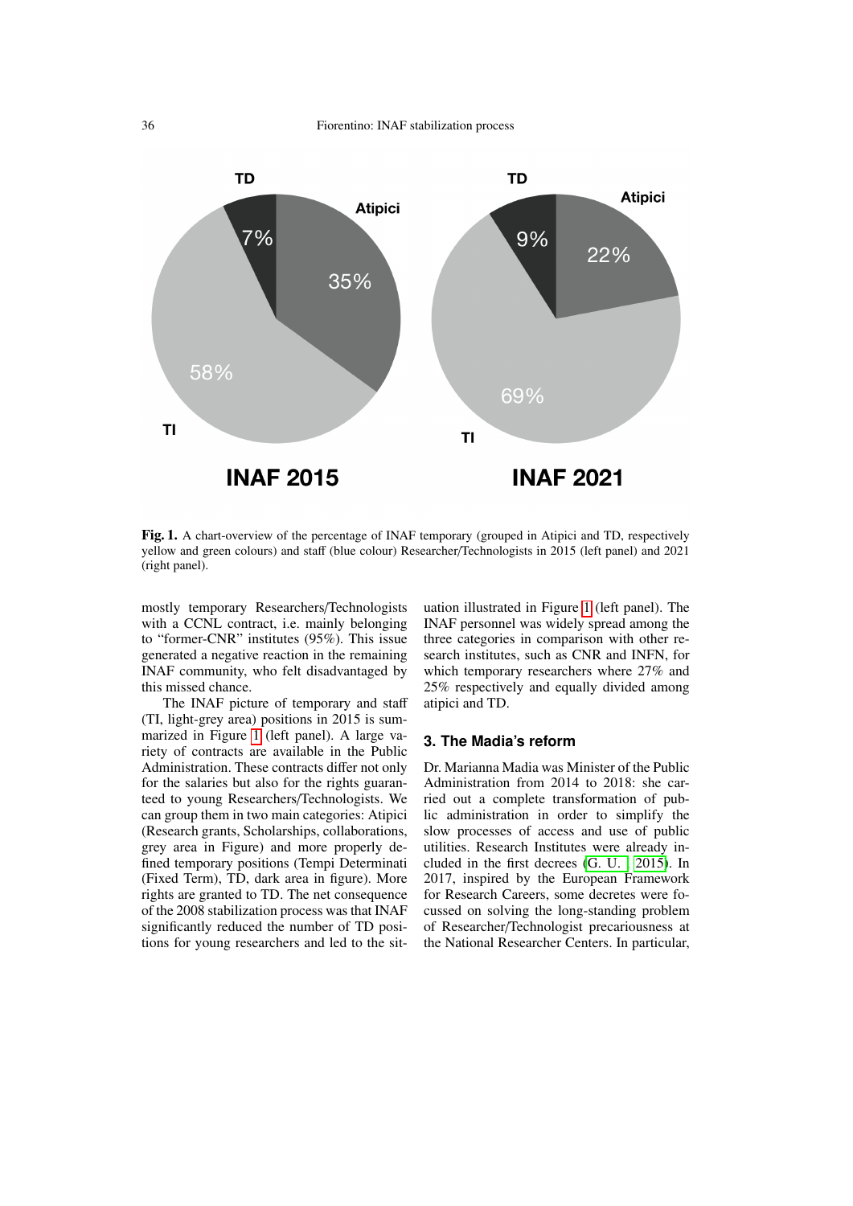Fig. 1. A chart-overview of the percentage of INAF temporary (grouped in Atipici and TD, respectively yellow and green colours) and staff (blue colour) Researcher/Technologists in 2015 (left panel) and 2021 (right panel).

mostly temporary Researchers/Technologists with a CCNL contract, i.e. mainly belonging to "former-CNR" institutes (95%). This issue generated a negative reaction in the remaining INAF community, who felt disadvantaged by this missed chance.

The INAF picture of temporary and staff (TI, light-grey area) positions in 2015 is summarized in Figure 1 (left panel). A large variety of contracts are available in the Public Administration. These contracts differ not only for the salaries but also for the rights guaranteed to young Researchers/Technologists. We can group them in two main categories: Atipici (Research grants, Scholarships, collaborations, grey area in Figure) and more properly defined temporary positions (Tempi Determinati (Fixed Term), TD, dark area in figure). More rights are granted to TD. The net consequence of the 2008 stabilization process was that INAF significantly reduced the number of TD positions for young researchers and led to the situation illustrated in Figure 1 (left panel). The INAF personnel was widely spread among the three categories in comparison with other research institutes, such as CNR and INFN, for which temporary researchers where 27% and 25% respectively and equally divided among atipici and TD.

## 3. The Madia's reform

Dr. Marianna Madia was Minister of the Public Administration from 2014 to 2018: she carried out a complete transformation of public administration in order to simplify the slow processes of access and use of public utilities. Research Institutes were already included in the first decrees (G. U. 2015). In 2017, inspired by the European Framework for Research Careers, some decretes were focussed on solving the long-standing problem of Researcher/Technologist precariousness at the National Researcher Centers. In particular,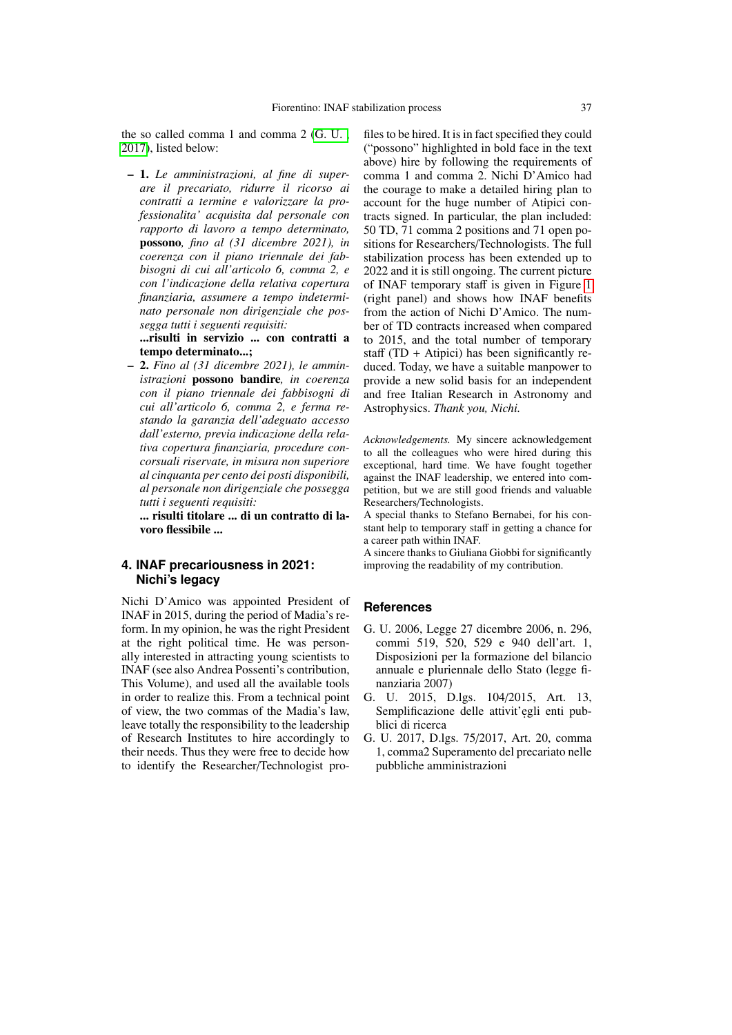the so called comma 1 and comma 2 (G. U. , 2017), listed below:

- **1.** *Le amministrazioni, al fine di superare il precariato, ridurre il ricorso ai contratti a termine e valorizzare la professionalita' acquisita dal personale con rapporto di lavoro a tempo determinato,* **possono***, fino al (31 dicembre 2021), in coerenza con il piano triennale dei fabbisogni di cui all'articolo 6, comma 2, e con l'indicazione della relativa copertura finanziaria, assumere a tempo indeterminato personale non dirigenziale che possegga tutti i seguenti requisiti:*
  **...risulti in servizio ... con contratti a tempo determinato...;**
- **2.** *Fino al (31 dicembre 2021), le amministrazioni* **possono bandire***, in coerenza con il piano triennale dei fabbisogni di cui all'articolo 6, comma 2, e ferma restando la garanzia dell'adeguato accesso dall'esterno, previa indicazione della relativa copertura finanziaria, procedure concorsuali riservate, in misura non superiore al cinquanta per cento dei posti disponibili, al personale non dirigenziale che possegga tutti i seguenti requisiti:*
  **... risulti titolare ... di un contratto di lavoro flessibile ...**

## 4. INAF precariousness in 2021: Nichi's legacy

Nichi D'Amico was appointed President of INAF in 2015, during the period of Madia's reform. In my opinion, he was the right President at the right political time. He was personally interested in attracting young scientists to INAF (see also Andrea Possenti's contribution, This Volume), and used all the available tools in order to realize this. From a technical point of view, the two commas of the Madia's law, leave totally the responsibility to the leadership of Research Institutes to hire accordingly to their needs. Thus they were free to decide how to identify the Researcher/Technologist profiles to be hired. It is in fact specified they could ("possono" highlighted in bold face in the text above) hire by following the requirements of comma 1 and comma 2. Nichi D'Amico had the courage to make a detailed hiring plan to account for the huge number of Atipici contracts signed. In particular, the plan included: 50 TD, 71 comma 2 positions and 71 open positions for Researchers/Technologists. The full stabilization process has been extended up to 2022 and it is still ongoing. The current picture of INAF temporary staff is given in Figure 1 (right panel) and shows how INAF benefits from the action of Nichi D'Amico. The number of TD contracts increased when compared to 2015, and the total number of temporary staff (TD + Atipici) has been significantly reduced. Today, we have a suitable manpower to provide a new solid basis for an independent and free Italian Research in Astronomy and Astrophysics. *Thank you, Nichi.*

*Acknowledgements.* My sincere acknowledgement to all the colleagues who were hired during this exceptional, hard time. We have fought together against the INAF leadership, we entered into competition, but we are still good friends and valuable Researchers/Technologists.

A special thanks to Stefano Bernabei, for his constant help to temporary staff in getting a chance for a career path within INAF.

A sincere thanks to Giuliana Giobbi for significantly improving the readability of my contribution.

## References

G. U. 2006, Legge 27 dicembre 2006, n. 296, commi 519, 520, 529 e 940 dell'art. 1, Disposizioni per la formazione del bilancio annuale e pluriennale dello Stato (legge finanziaria 2007)

G. U. 2015, D.lgs. 104/2015, Art. 13, Semplificazione delle attivit'egli enti pubblici di ricerca

G. U. 2017, D.lgs. 75/2017, Art. 20, comma 1, comma2 Superamento del precariato nelle pubbliche amministrazioni